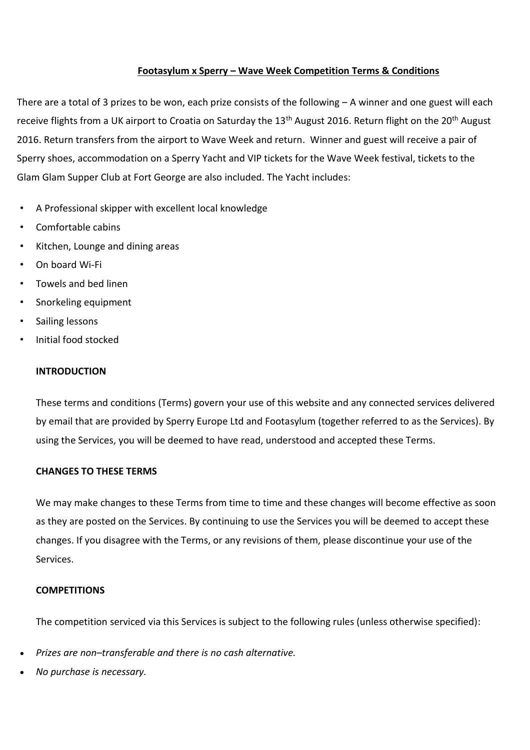**Footasylum x Sperry – Wave Week Competition Terms & Conditions**

There are a total of 3 prizes to be won, each prize consists of the following – A winner and one guest will each receive flights from a UK airport to Croatia on Saturday the 13th August 2016. Return flight on the 20th August 2016. Return transfers from the airport to Wave Week and return. Winner and guest will receive a pair of Sperry shoes, accommodation on a Sperry Yacht and VIP tickets for the Wave Week festival, tickets to the Glam Glam Supper Club at Fort George are also included. The Yacht includes:

- A Professional skipper with excellent local knowledge
- Comfortable cabins
- Kitchen, Lounge and dining areas
- On board Wi-Fi
- Towels and bed linen
- Snorkeling equipment
- Sailing lessons
- Initial food stocked

**INTRODUCTION**

These terms and conditions (Terms) govern your use of this website and any connected services delivered by email that are provided by Sperry Europe Ltd and Footasylum (together referred to as the Services). By using the Services, you will be deemed to have read, understood and accepted these Terms.

**CHANGES TO THESE TERMS**

We may make changes to these Terms from time to time and these changes will become effective as soon as they are posted on the Services. By continuing to use the Services you will be deemed to accept these changes. If you disagree with the Terms, or any revisions of them, please discontinue your use of the Services.

**COMPETITIONS**

The competition serviced via this Services is subject to the following rules (unless otherwise specified):

- *Prizes are non–transferable and there is no cash alternative.*
- *No purchase is necessary.*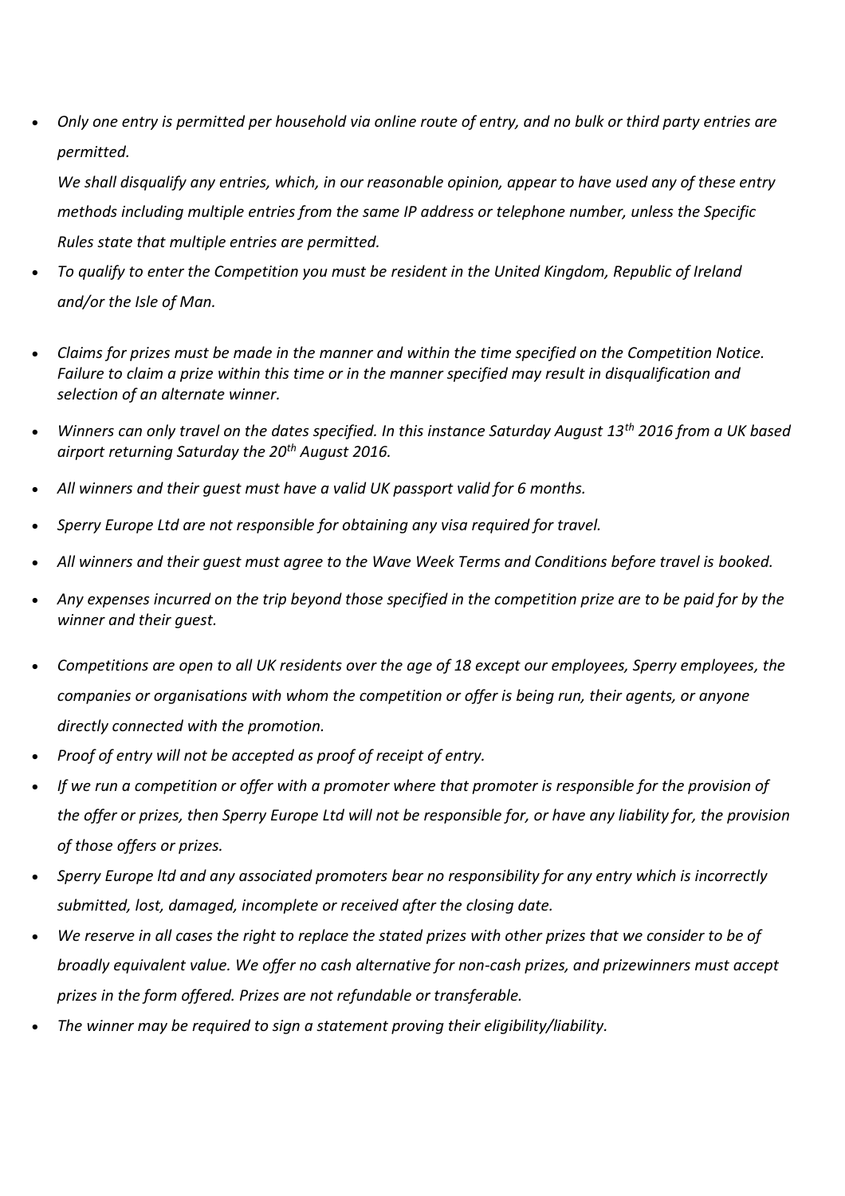- *Only one entry is permitted per household via online route of entry, and no bulk or third party entries are permitted.*

  *We shall disqualify any entries, which, in our reasonable opinion, appear to have used any of these entry methods including multiple entries from the same IP address or telephone number, unless the Specific Rules state that multiple entries are permitted.*
- *To qualify to enter the Competition you must be resident in the United Kingdom, Republic of Ireland and/or the Isle of Man.*
- *Claims for prizes must be made in the manner and within the time specified on the Competition Notice. Failure to claim a prize within this time or in the manner specified may result in disqualification and selection of an alternate winner.*
- *Winners can only travel on the dates specified. In this instance Saturday August 13th 2016 from a UK based airport returning Saturday the 20th August 2016.*
- *All winners and their guest must have a valid UK passport valid for 6 months.*
- *Sperry Europe Ltd are not responsible for obtaining any visa required for travel.*
- *All winners and their guest must agree to the Wave Week Terms and Conditions before travel is booked.*
- *Any expenses incurred on the trip beyond those specified in the competition prize are to be paid for by the winner and their guest.*
- *Competitions are open to all UK residents over the age of 18 except our employees, Sperry employees, the companies or organisations with whom the competition or offer is being run, their agents, or anyone directly connected with the promotion.*
- *Proof of entry will not be accepted as proof of receipt of entry.*
- *If we run a competition or offer with a promoter where that promoter is responsible for the provision of the offer or prizes, then Sperry Europe Ltd will not be responsible for, or have any liability for, the provision of those offers or prizes.*
- *Sperry Europe ltd and any associated promoters bear no responsibility for any entry which is incorrectly submitted, lost, damaged, incomplete or received after the closing date.*
- *We reserve in all cases the right to replace the stated prizes with other prizes that we consider to be of broadly equivalent value. We offer no cash alternative for non-cash prizes, and prizewinners must accept prizes in the form offered. Prizes are not refundable or transferable.*
- *The winner may be required to sign a statement proving their eligibility/liability.*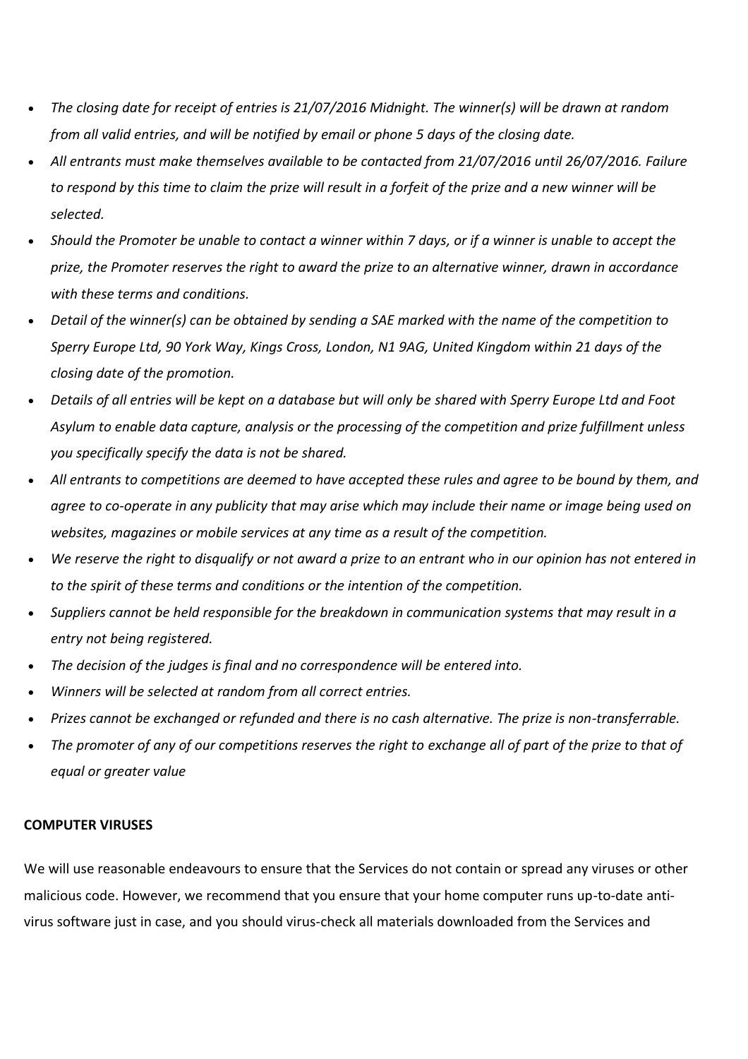- *The closing date for receipt of entries is 21/07/2016 Midnight. The winner(s) will be drawn at random from all valid entries, and will be notified by email or phone 5 days of the closing date.*
- *All entrants must make themselves available to be contacted from 21/07/2016 until 26/07/2016. Failure to respond by this time to claim the prize will result in a forfeit of the prize and a new winner will be selected.*
- *Should the Promoter be unable to contact a winner within 7 days, or if a winner is unable to accept the prize, the Promoter reserves the right to award the prize to an alternative winner, drawn in accordance with these terms and conditions.*
- *Detail of the winner(s) can be obtained by sending a SAE marked with the name of the competition to Sperry Europe Ltd, 90 York Way, Kings Cross, London, N1 9AG, United Kingdom within 21 days of the closing date of the promotion.*
- *Details of all entries will be kept on a database but will only be shared with Sperry Europe Ltd and Foot Asylum to enable data capture, analysis or the processing of the competition and prize fulfillment unless you specifically specify the data is not be shared.*
- *All entrants to competitions are deemed to have accepted these rules and agree to be bound by them, and agree to co-operate in any publicity that may arise which may include their name or image being used on websites, magazines or mobile services at any time as a result of the competition.*
- *We reserve the right to disqualify or not award a prize to an entrant who in our opinion has not entered in to the spirit of these terms and conditions or the intention of the competition.*
- *Suppliers cannot be held responsible for the breakdown in communication systems that may result in a entry not being registered.*
- *The decision of the judges is final and no correspondence will be entered into.*
- *Winners will be selected at random from all correct entries.*
- *Prizes cannot be exchanged or refunded and there is no cash alternative. The prize is non-transferrable.*
- *The promoter of any of our competitions reserves the right to exchange all of part of the prize to that of equal or greater value*

**COMPUTER VIRUSES**

We will use reasonable endeavours to ensure that the Services do not contain or spread any viruses or other malicious code. However, we recommend that you ensure that your home computer runs up-to-date anti-virus software just in case, and you should virus-check all materials downloaded from the Services and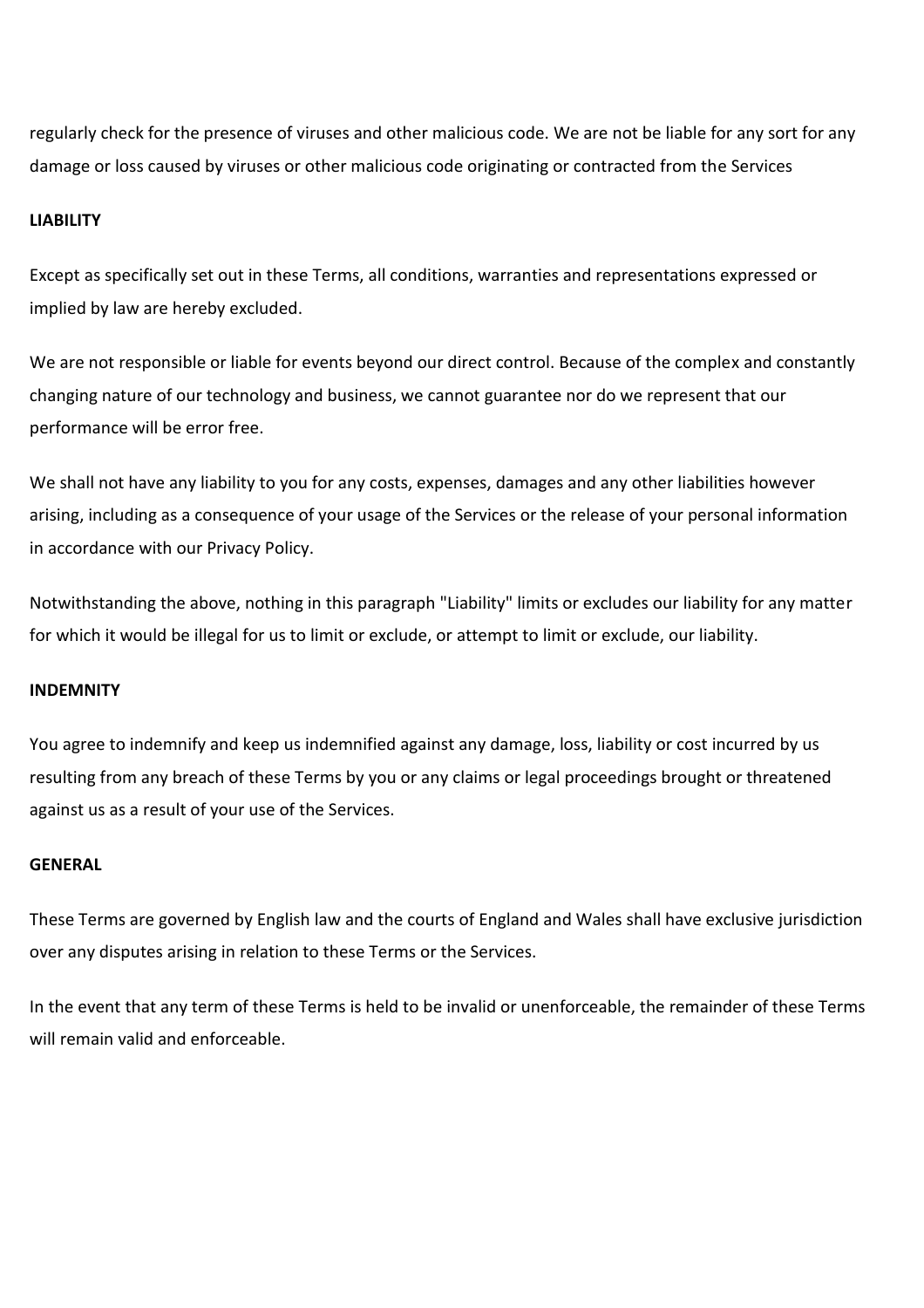regularly check for the presence of viruses and other malicious code. We are not be liable for any sort for any damage or loss caused by viruses or other malicious code originating or contracted from the Services

**LIABILITY**

Except as specifically set out in these Terms, all conditions, warranties and representations expressed or implied by law are hereby excluded.

We are not responsible or liable for events beyond our direct control. Because of the complex and constantly changing nature of our technology and business, we cannot guarantee nor do we represent that our performance will be error free.

We shall not have any liability to you for any costs, expenses, damages and any other liabilities however arising, including as a consequence of your usage of the Services or the release of your personal information in accordance with our Privacy Policy.

Notwithstanding the above, nothing in this paragraph "Liability" limits or excludes our liability for any matter for which it would be illegal for us to limit or exclude, or attempt to limit or exclude, our liability.

**INDEMNITY**

You agree to indemnify and keep us indemnified against any damage, loss, liability or cost incurred by us resulting from any breach of these Terms by you or any claims or legal proceedings brought or threatened against us as a result of your use of the Services.

**GENERAL**

These Terms are governed by English law and the courts of England and Wales shall have exclusive jurisdiction over any disputes arising in relation to these Terms or the Services.

In the event that any term of these Terms is held to be invalid or unenforceable, the remainder of these Terms will remain valid and enforceable.